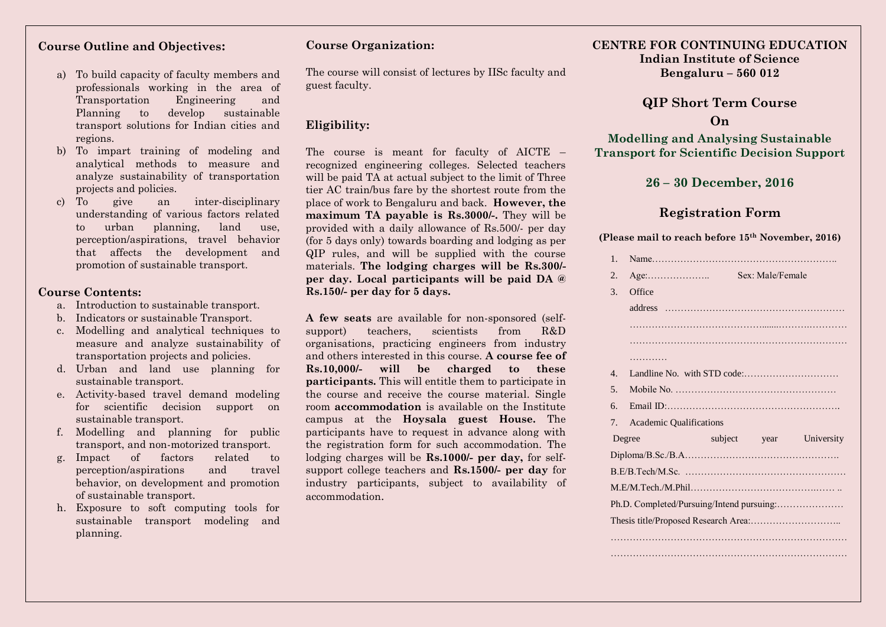## Course Outline and Objectives:

a) To build capacity of faculty members and professionals working in the area of Transportation Engineering and Planning to develop sustainable transport solutions for Indian cities and regions.
b) To impart training of modeling and analytical methods to measure and analyze sustainability of transportation projects and policies.
c) To give an inter-disciplinary understanding of various factors related to urban planning, land use, perception/aspirations, travel behavior that affects the development and promotion of sustainable transport.

## Course Contents:

a. Introduction to sustainable transport.
b. Indicators or sustainable Transport.
c. Modelling and analytical techniques to measure and analyze sustainability of transportation projects and policies.
d. Urban and land use planning for sustainable transport.
e. Activity-based travel demand modeling for scientific decision support on sustainable transport.
f. Modelling and planning for public transport, and non-motorized transport.
g. Impact of factors related to perception/aspirations and travel behavior, on development and promotion of sustainable transport.
h. Exposure to soft computing tools for sustainable transport modeling and planning.

## Course Organization:

The course will consist of lectures by IISc faculty and guest faculty.

## Eligibility:

The course is meant for faculty of AICTE – recognized engineering colleges. Selected teachers will be paid TA at actual subject to the limit of Three tier AC train/bus fare by the shortest route from the place of work to Bengaluru and back. **However, the maximum TA payable is Rs.3000/-.** They will be provided with a daily allowance of Rs.500/- per day (for 5 days only) towards boarding and lodging as per QIP rules, and will be supplied with the course materials. **The lodging charges will be Rs.300/- per day. Local participants will be paid DA @ Rs.150/- per day for 5 days.**

**A few seats** are available for non-sponsored (self-support) teachers, scientists from R&D organisations, practicing engineers from industry and others interested in this course. **A course fee of Rs.10,000/- will be charged to these participants.** This will entitle them to participate in the course and receive the course material. Single room **accommodation** is available on the Institute campus at the **Hoysala guest House.** The participants have to request in advance along with the registration form for such accommodation. The lodging charges will be **Rs.1000/- per day,** for self-support college teachers and **Rs.1500/- per day** for industry participants, subject to availability of accommodation.

**CENTRE FOR CONTINUING EDUCATION**
**Indian Institute of Science**
**Bengaluru – 560 012**

# QIP Short Term Course On

# Modelling and Analysing Sustainable Transport for Scientific Decision Support

### 26 – 30 December, 2016

## Registration Form

**(Please mail to reach before 15th November, 2016)**

1. Name…………………………………………………..
2. Age:……………….. Sex: Male/Female
3. Office address …………………………………………………………………………………………………………………………………………………………………………………
4. Landline No. with STD code:…………………………
5. Mobile No. ……………………………………………
6. Email ID:……………………………………………….
7. Academic Qualifications

Degree subject year University

Diploma/B.Sc./B.A………………………………………….

B.E/B.Tech/M.Sc. ……………………………………………

M.E/M.Tech./M.Phil……………………………………… ..

Ph.D. Completed/Pursuing/Intend pursuing:…………………

Thesis title/Proposed Research Area:………………………..

……………………………………………………………………

……………………………………………………………………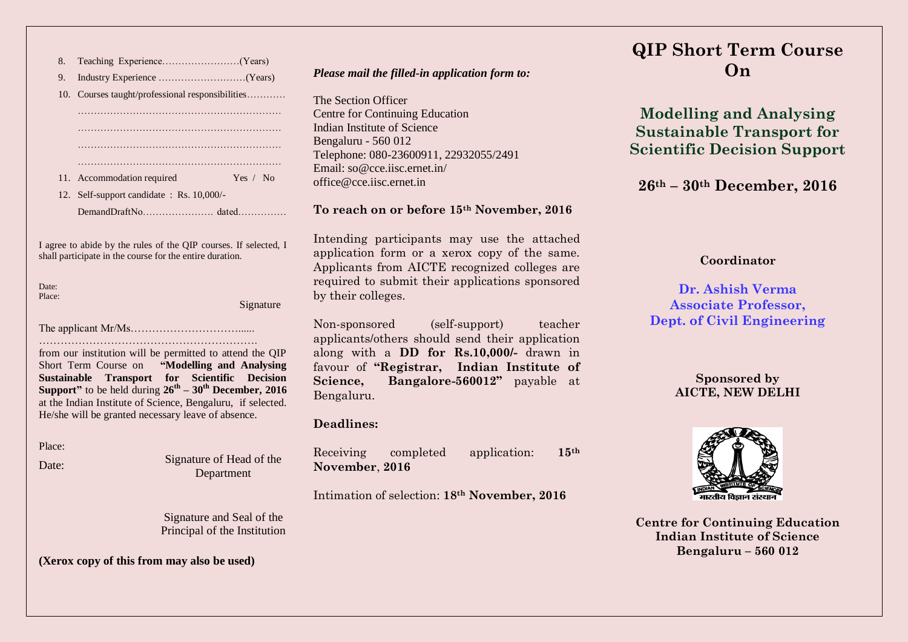8. Teaching Experience……………………(Years)
9. Industry Experience ………………………(Years)
10. Courses taught/professional responsibilities…………
…………………………………………………………
…………………………………………………………
…………………………………………………………
…………………………………………………………
11. Accommodation required Yes / No
12. Self-support candidate : Rs. 10,000/-
DemandDraftNo…………………. dated……………

I agree to abide by the rules of the QIP courses. If selected, I shall participate in the course for the entire duration.

Date:
Place:

Signature

The applicant Mr/Ms…………………………......
…………………………………………………………
from our institution will be permitted to attend the QIP Short Term Course on **"Modelling and Analysing Sustainable Transport for Scientific Decision Support"** to be held during **26th – 30th December, 2016** at the Indian Institute of Science, Bengaluru, if selected. He/she will be granted necessary leave of absence.

Place:
Date:

Signature of Head of the Department

Signature and Seal of the Principal of the Institution

**(Xerox copy of this from may also be used)**

*Please mail the filled-in application form to:*

The Section Officer
Centre for Continuing Education
Indian Institute of Science
Bengaluru - 560 012
Telephone: 080-23600911, 22932055/2491
Email: so@cce.iisc.ernet.in/
office@cce.iisc.ernet.in

**To reach on or before 15th November, 2016**

Intending participants may use the attached application form or a xerox copy of the same. Applicants from AICTE recognized colleges are required to submit their applications sponsored by their colleges.

Non-sponsored (self-support) teacher applicants/others should send their application along with a **DD for Rs.10,000/-** drawn in favour of **"Registrar, Indian Institute of Science, Bangalore-560012"** payable at Bengaluru.

**Deadlines:**

Receiving completed application: **15th November**, **2016**

Intimation of selection: **18th November, 2016**

# QIP Short Term Course On

## Modelling and Analysing Sustainable Transport for Scientific Decision Support

**26th – 30th December, 2016**

**Coordinator**

**Dr. Ashish Verma**
**Associate Professor,**
**Dept. of Civil Engineering**

**Sponsored by**
**AICTE, NEW DELHI**

**Centre for Continuing Education**
**Indian Institute of Science**
**Bengaluru – 560 012**